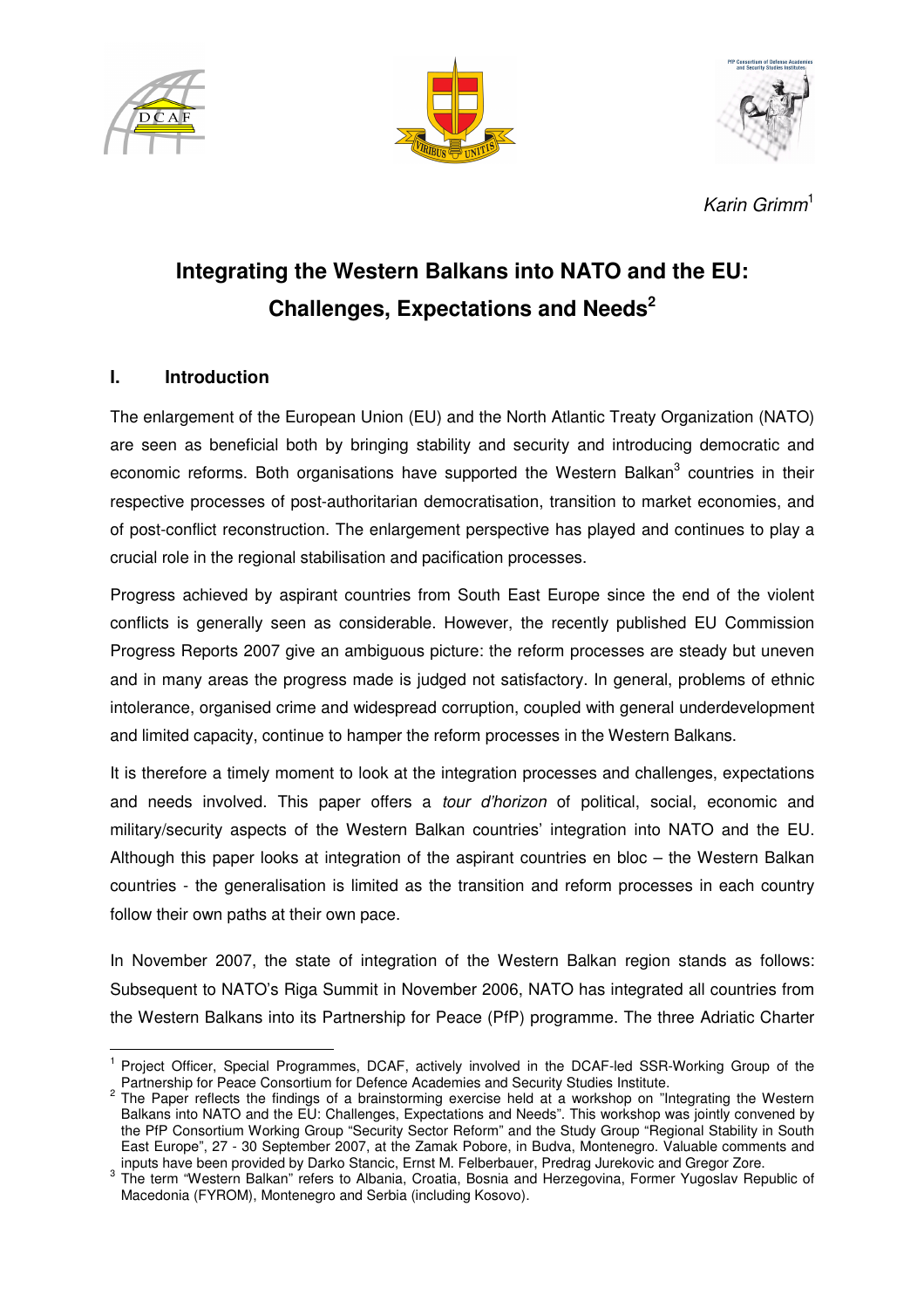Karin Grimm[1]

# Integrating the Western Balkans into NATO and the EU: Challenges, Expectations and Needs[2]

## I. Introduction

The enlargement of the European Union (EU) and the North Atlantic Treaty Organization (NATO) are seen as beneficial both by bringing stability and security and introducing democratic and economic reforms. Both organisations have supported the Western Balkan[3] countries in their respective processes of post-authoritarian democratisation, transition to market economies, and of post-conflict reconstruction. The enlargement perspective has played and continues to play a crucial role in the regional stabilisation and pacification processes.

Progress achieved by aspirant countries from South East Europe since the end of the violent conflicts is generally seen as considerable. However, the recently published EU Commission Progress Reports 2007 give an ambiguous picture: the reform processes are steady but uneven and in many areas the progress made is judged not satisfactory. In general, problems of ethnic intolerance, organised crime and widespread corruption, coupled with general underdevelopment and limited capacity, continue to hamper the reform processes in the Western Balkans.

It is therefore a timely moment to look at the integration processes and challenges, expectations and needs involved. This paper offers a *tour d'horizon* of political, social, economic and military/security aspects of the Western Balkan countries' integration into NATO and the EU. Although this paper looks at integration of the aspirant countries en bloc – the Western Balkan countries - the generalisation is limited as the transition and reform processes in each country follow their own paths at their own pace.

In November 2007, the state of integration of the Western Balkan region stands as follows: Subsequent to NATO's Riga Summit in November 2006, NATO has integrated all countries from the Western Balkans into its Partnership for Peace (PfP) programme. The three Adriatic Charter

---

[1] Project Officer, Special Programmes, DCAF, actively involved in the DCAF-led SSR-Working Group of the Partnership for Peace Consortium for Defence Academies and Security Studies Institute.

[2] The Paper reflects the findings of a brainstorming exercise held at a workshop on "Integrating the Western Balkans into NATO and the EU: Challenges, Expectations and Needs". This workshop was jointly convened by the PfP Consortium Working Group "Security Sector Reform" and the Study Group "Regional Stability in South East Europe", 27 - 30 September 2007, at the Zamak Pobore, in Budva, Montenegro. Valuable comments and inputs have been provided by Darko Stancic, Ernst M. Felberbauer, Predrag Jurekovic and Gregor Zore.

[3] The term "Western Balkan" refers to Albania, Croatia, Bosnia and Herzegovina, Former Yugoslav Republic of Macedonia (FYROM), Montenegro and Serbia (including Kosovo).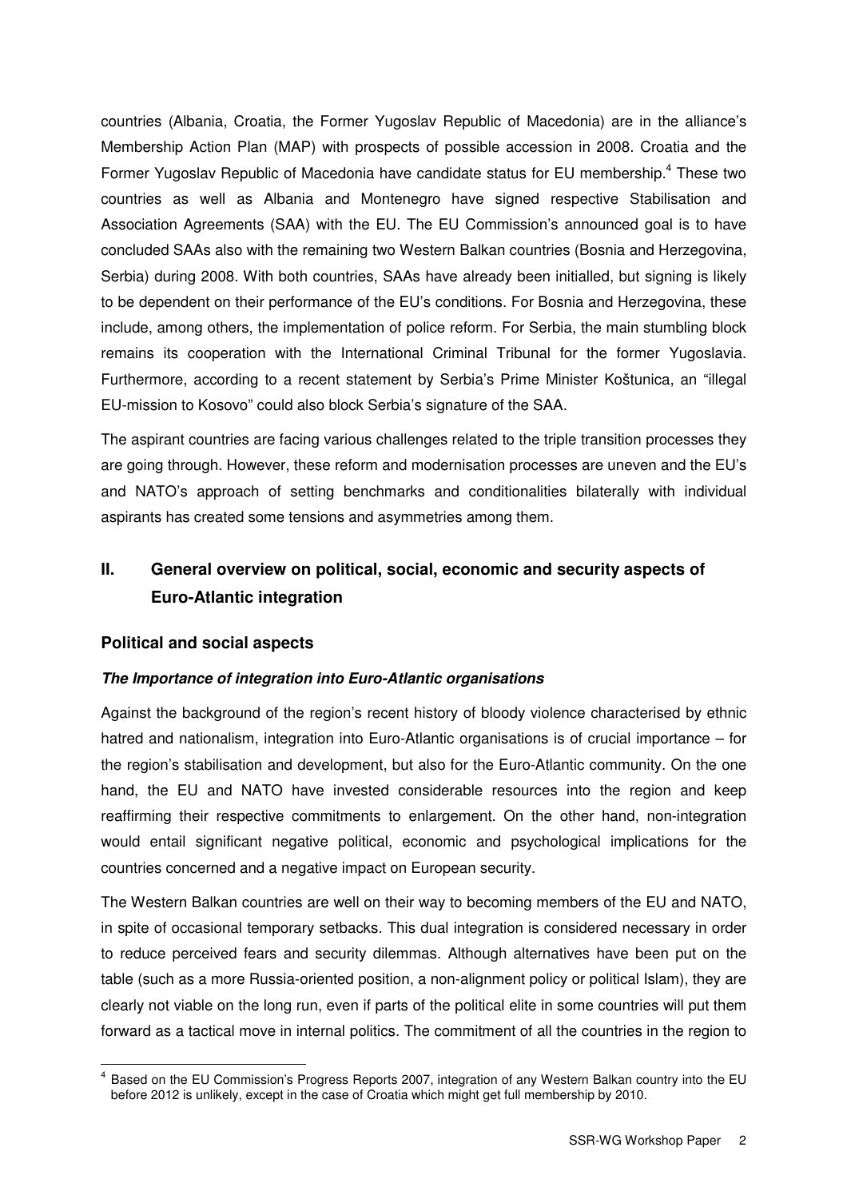countries (Albania, Croatia, the Former Yugoslav Republic of Macedonia) are in the alliance's Membership Action Plan (MAP) with prospects of possible accession in 2008. Croatia and the Former Yugoslav Republic of Macedonia have candidate status for EU membership.[4] These two countries as well as Albania and Montenegro have signed respective Stabilisation and Association Agreements (SAA) with the EU. The EU Commission's announced goal is to have concluded SAAs also with the remaining two Western Balkan countries (Bosnia and Herzegovina, Serbia) during 2008. With both countries, SAAs have already been initialled, but signing is likely to be dependent on their performance of the EU's conditions. For Bosnia and Herzegovina, these include, among others, the implementation of police reform. For Serbia, the main stumbling block remains its cooperation with the International Criminal Tribunal for the former Yugoslavia. Furthermore, according to a recent statement by Serbia's Prime Minister Koštunica, an "illegal EU-mission to Kosovo" could also block Serbia's signature of the SAA.

The aspirant countries are facing various challenges related to the triple transition processes they are going through. However, these reform and modernisation processes are uneven and the EU's and NATO's approach of setting benchmarks and conditionalities bilaterally with individual aspirants has created some tensions and asymmetries among them.

## II. General overview on political, social, economic and security aspects of Euro-Atlantic integration

### Political and social aspects

#### *The Importance of integration into Euro-Atlantic organisations*

Against the background of the region's recent history of bloody violence characterised by ethnic hatred and nationalism, integration into Euro-Atlantic organisations is of crucial importance – for the region's stabilisation and development, but also for the Euro-Atlantic community. On the one hand, the EU and NATO have invested considerable resources into the region and keep reaffirming their respective commitments to enlargement. On the other hand, non-integration would entail significant negative political, economic and psychological implications for the countries concerned and a negative impact on European security.

The Western Balkan countries are well on their way to becoming members of the EU and NATO, in spite of occasional temporary setbacks. This dual integration is considered necessary in order to reduce perceived fears and security dilemmas. Although alternatives have been put on the table (such as a more Russia-oriented position, a non-alignment policy or political Islam), they are clearly not viable on the long run, even if parts of the political elite in some countries will put them forward as a tactical move in internal politics. The commitment of all the countries in the region to

[4] Based on the EU Commission's Progress Reports 2007, integration of any Western Balkan country into the EU before 2012 is unlikely, except in the case of Croatia which might get full membership by 2010.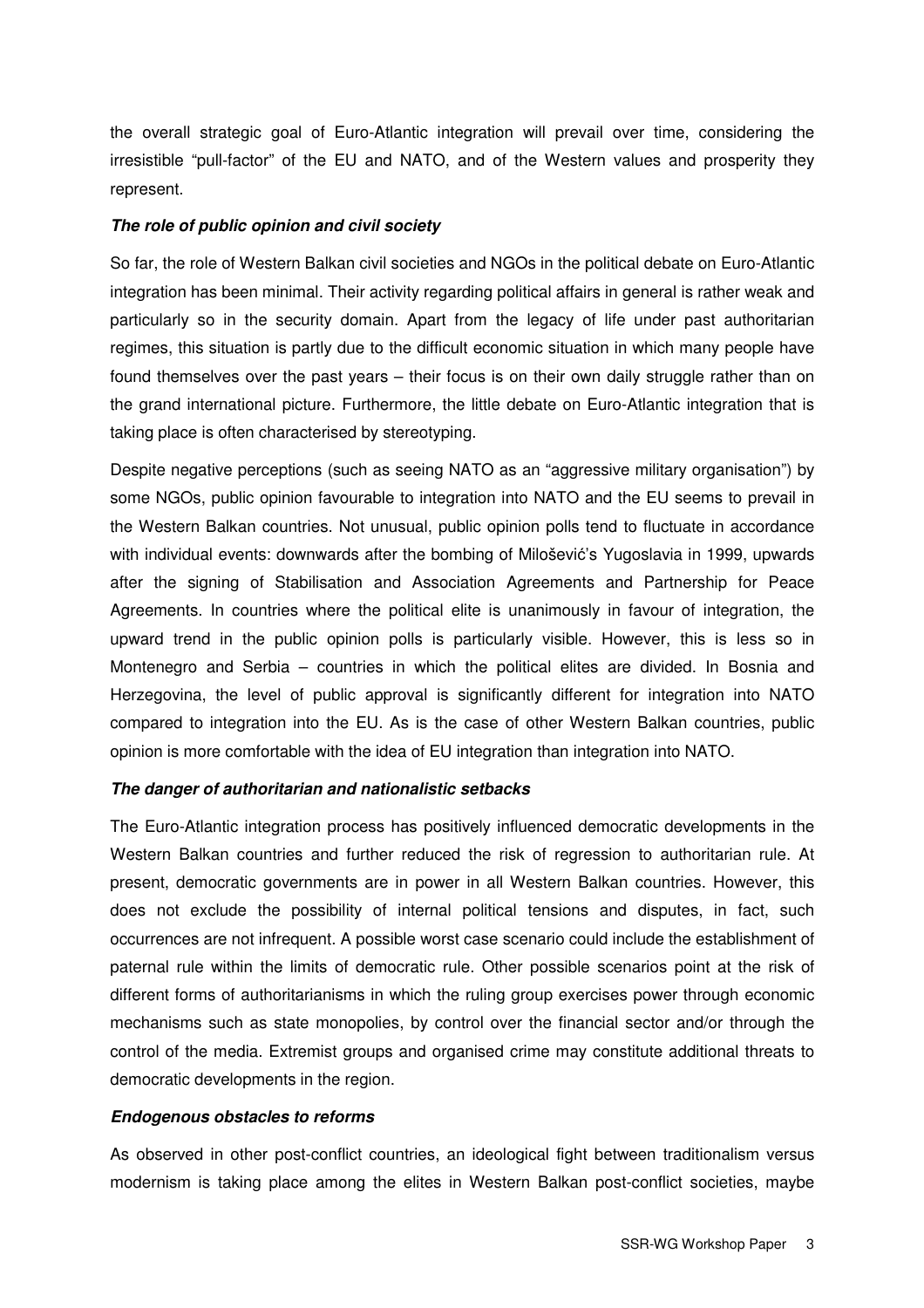the overall strategic goal of Euro-Atlantic integration will prevail over time, considering the irresistible "pull-factor" of the EU and NATO, and of the Western values and prosperity they represent.

***The role of public opinion and civil society***

So far, the role of Western Balkan civil societies and NGOs in the political debate on Euro-Atlantic integration has been minimal. Their activity regarding political affairs in general is rather weak and particularly so in the security domain. Apart from the legacy of life under past authoritarian regimes, this situation is partly due to the difficult economic situation in which many people have found themselves over the past years – their focus is on their own daily struggle rather than on the grand international picture. Furthermore, the little debate on Euro-Atlantic integration that is taking place is often characterised by stereotyping.

Despite negative perceptions (such as seeing NATO as an "aggressive military organisation") by some NGOs, public opinion favourable to integration into NATO and the EU seems to prevail in the Western Balkan countries. Not unusual, public opinion polls tend to fluctuate in accordance with individual events: downwards after the bombing of Milošević's Yugoslavia in 1999, upwards after the signing of Stabilisation and Association Agreements and Partnership for Peace Agreements. In countries where the political elite is unanimously in favour of integration, the upward trend in the public opinion polls is particularly visible. However, this is less so in Montenegro and Serbia – countries in which the political elites are divided. In Bosnia and Herzegovina, the level of public approval is significantly different for integration into NATO compared to integration into the EU. As is the case of other Western Balkan countries, public opinion is more comfortable with the idea of EU integration than integration into NATO.

***The danger of authoritarian and nationalistic setbacks***

The Euro-Atlantic integration process has positively influenced democratic developments in the Western Balkan countries and further reduced the risk of regression to authoritarian rule. At present, democratic governments are in power in all Western Balkan countries. However, this does not exclude the possibility of internal political tensions and disputes, in fact, such occurrences are not infrequent. A possible worst case scenario could include the establishment of paternal rule within the limits of democratic rule. Other possible scenarios point at the risk of different forms of authoritarianisms in which the ruling group exercises power through economic mechanisms such as state monopolies, by control over the financial sector and/or through the control of the media. Extremist groups and organised crime may constitute additional threats to democratic developments in the region.

***Endogenous obstacles to reforms***

As observed in other post-conflict countries, an ideological fight between traditionalism versus modernism is taking place among the elites in Western Balkan post-conflict societies, maybe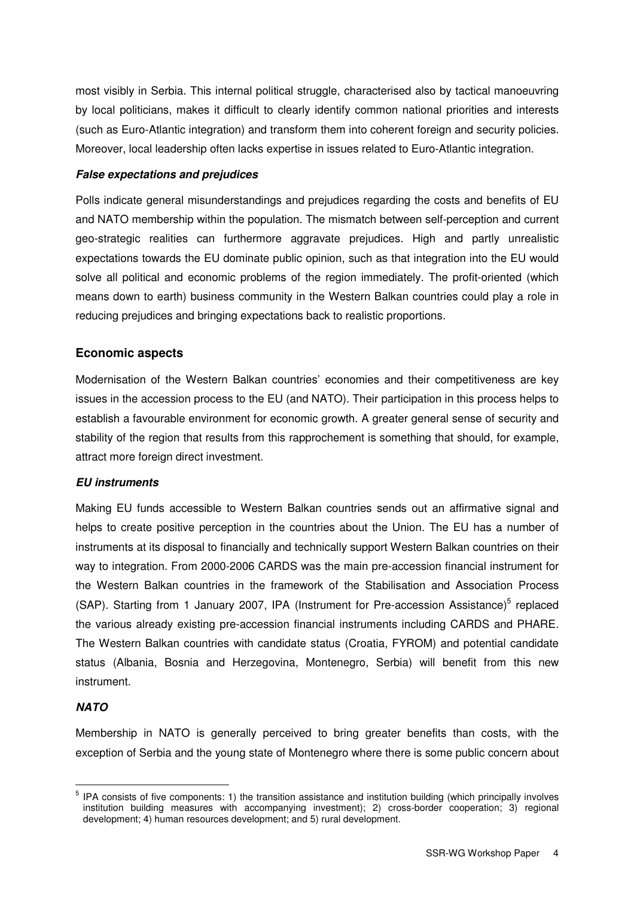most visibly in Serbia. This internal political struggle, characterised also by tactical manoeuvring by local politicians, makes it difficult to clearly identify common national priorities and interests (such as Euro-Atlantic integration) and transform them into coherent foreign and security policies. Moreover, local leadership often lacks expertise in issues related to Euro-Atlantic integration.

#### ***False expectations and prejudices***

Polls indicate general misunderstandings and prejudices regarding the costs and benefits of EU and NATO membership within the population. The mismatch between self-perception and current geo-strategic realities can furthermore aggravate prejudices. High and partly unrealistic expectations towards the EU dominate public opinion, such as that integration into the EU would solve all political and economic problems of the region immediately. The profit-oriented (which means down to earth) business community in the Western Balkan countries could play a role in reducing prejudices and bringing expectations back to realistic proportions.

### **Economic aspects**

Modernisation of the Western Balkan countries' economies and their competitiveness are key issues in the accession process to the EU (and NATO). Their participation in this process helps to establish a favourable environment for economic growth. A greater general sense of security and stability of the region that results from this rapprochement is something that should, for example, attract more foreign direct investment.

#### ***EU instruments***

Making EU funds accessible to Western Balkan countries sends out an affirmative signal and helps to create positive perception in the countries about the Union. The EU has a number of instruments at its disposal to financially and technically support Western Balkan countries on their way to integration. From 2000-2006 CARDS was the main pre-accession financial instrument for the Western Balkan countries in the framework of the Stabilisation and Association Process (SAP). Starting from 1 January 2007, IPA (Instrument for Pre-accession Assistance)[5] replaced the various already existing pre-accession financial instruments including CARDS and PHARE. The Western Balkan countries with candidate status (Croatia, FYROM) and potential candidate status (Albania, Bosnia and Herzegovina, Montenegro, Serbia) will benefit from this new instrument.

#### ***NATO***

Membership in NATO is generally perceived to bring greater benefits than costs, with the exception of Serbia and the young state of Montenegro where there is some public concern about

---

[5] IPA consists of five components: 1) the transition assistance and institution building (which principally involves institution building measures with accompanying investment); 2) cross-border cooperation; 3) regional development; 4) human resources development; and 5) rural development.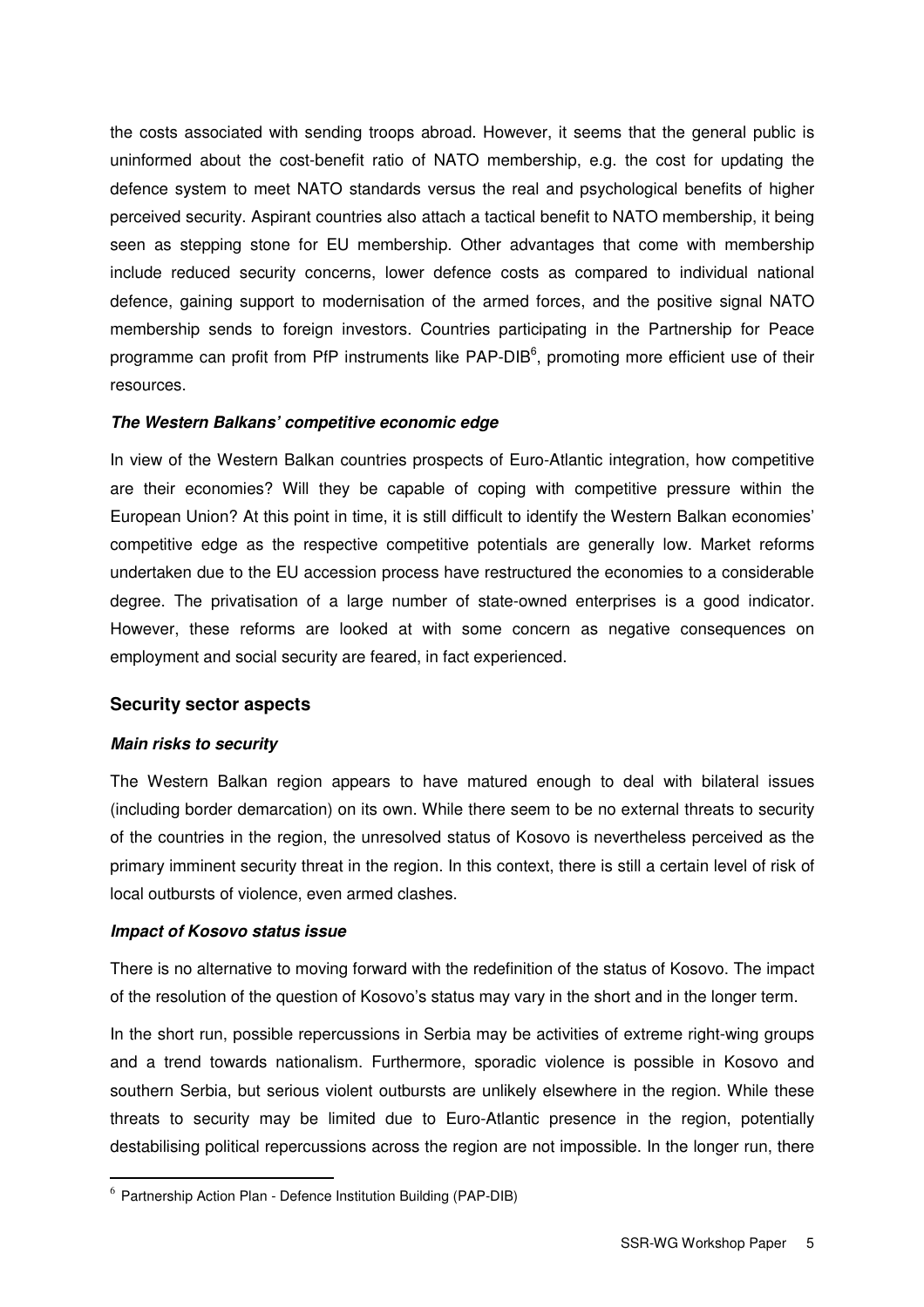the costs associated with sending troops abroad. However, it seems that the general public is uninformed about the cost-benefit ratio of NATO membership, e.g. the cost for updating the defence system to meet NATO standards versus the real and psychological benefits of higher perceived security. Aspirant countries also attach a tactical benefit to NATO membership, it being seen as stepping stone for EU membership. Other advantages that come with membership include reduced security concerns, lower defence costs as compared to individual national defence, gaining support to modernisation of the armed forces, and the positive signal NATO membership sends to foreign investors. Countries participating in the Partnership for Peace programme can profit from PfP instruments like PAP-DIB[6], promoting more efficient use of their resources.

#### *The Western Balkans' competitive economic edge*

In view of the Western Balkan countries prospects of Euro-Atlantic integration, how competitive are their economies? Will they be capable of coping with competitive pressure within the European Union? At this point in time, it is still difficult to identify the Western Balkan economies' competitive edge as the respective competitive potentials are generally low. Market reforms undertaken due to the EU accession process have restructured the economies to a considerable degree. The privatisation of a large number of state-owned enterprises is a good indicator. However, these reforms are looked at with some concern as negative consequences on employment and social security are feared, in fact experienced.

### Security sector aspects

#### *Main risks to security*

The Western Balkan region appears to have matured enough to deal with bilateral issues (including border demarcation) on its own. While there seem to be no external threats to security of the countries in the region, the unresolved status of Kosovo is nevertheless perceived as the primary imminent security threat in the region. In this context, there is still a certain level of risk of local outbursts of violence, even armed clashes.

#### *Impact of Kosovo status issue*

There is no alternative to moving forward with the redefinition of the status of Kosovo. The impact of the resolution of the question of Kosovo's status may vary in the short and in the longer term.

In the short run, possible repercussions in Serbia may be activities of extreme right-wing groups and a trend towards nationalism. Furthermore, sporadic violence is possible in Kosovo and southern Serbia, but serious violent outbursts are unlikely elsewhere in the region. While these threats to security may be limited due to Euro-Atlantic presence in the region, potentially destabilising political repercussions across the region are not impossible. In the longer run, there

---

[6] Partnership Action Plan - Defence Institution Building (PAP-DIB)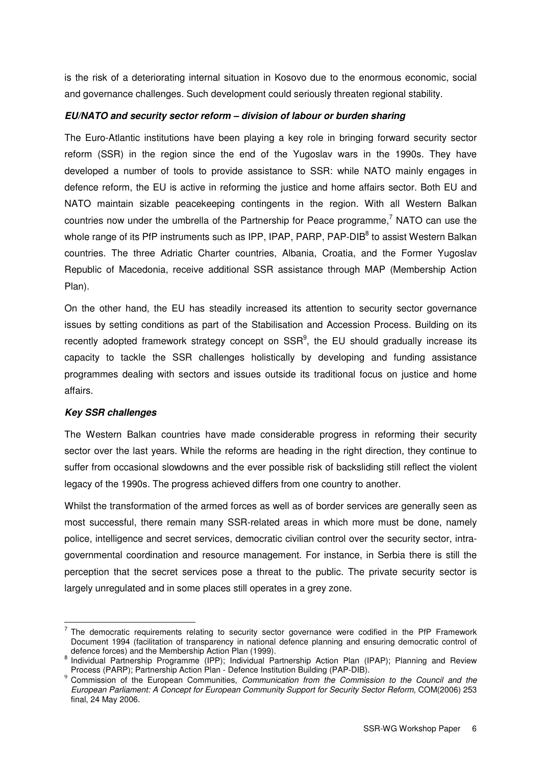is the risk of a deteriorating internal situation in Kosovo due to the enormous economic, social and governance challenges. Such development could seriously threaten regional stability.

#### ***EU/NATO and security sector reform – division of labour or burden sharing***

The Euro-Atlantic institutions have been playing a key role in bringing forward security sector reform (SSR) in the region since the end of the Yugoslav wars in the 1990s. They have developed a number of tools to provide assistance to SSR: while NATO mainly engages in defence reform, the EU is active in reforming the justice and home affairs sector. Both EU and NATO maintain sizable peacekeeping contingents in the region. With all Western Balkan countries now under the umbrella of the Partnership for Peace programme,[7] NATO can use the whole range of its PfP instruments such as IPP, IPAP, PARP, PAP-DIB[8] to assist Western Balkan countries. The three Adriatic Charter countries, Albania, Croatia, and the Former Yugoslav Republic of Macedonia, receive additional SSR assistance through MAP (Membership Action Plan).

On the other hand, the EU has steadily increased its attention to security sector governance issues by setting conditions as part of the Stabilisation and Accession Process. Building on its recently adopted framework strategy concept on SSR[9], the EU should gradually increase its capacity to tackle the SSR challenges holistically by developing and funding assistance programmes dealing with sectors and issues outside its traditional focus on justice and home affairs.

#### ***Key SSR challenges***

The Western Balkan countries have made considerable progress in reforming their security sector over the last years. While the reforms are heading in the right direction, they continue to suffer from occasional slowdowns and the ever possible risk of backsliding still reflect the violent legacy of the 1990s. The progress achieved differs from one country to another.

Whilst the transformation of the armed forces as well as of border services are generally seen as most successful, there remain many SSR-related areas in which more must be done, namely police, intelligence and secret services, democratic civilian control over the security sector, intra-governmental coordination and resource management. For instance, in Serbia there is still the perception that the secret services pose a threat to the public. The private security sector is largely unregulated and in some places still operates in a grey zone.

---

[7] The democratic requirements relating to security sector governance were codified in the PfP Framework Document 1994 (facilitation of transparency in national defence planning and ensuring democratic control of defence forces) and the Membership Action Plan (1999).

[8] Individual Partnership Programme (IPP); Individual Partnership Action Plan (IPAP); Planning and Review Process (PARP); Partnership Action Plan - Defence Institution Building (PAP-DIB).

[9] Commission of the European Communities, *Communication from the Commission to the Council and the European Parliament: A Concept for European Community Support for Security Sector Reform*, COM(2006) 253 final, 24 May 2006.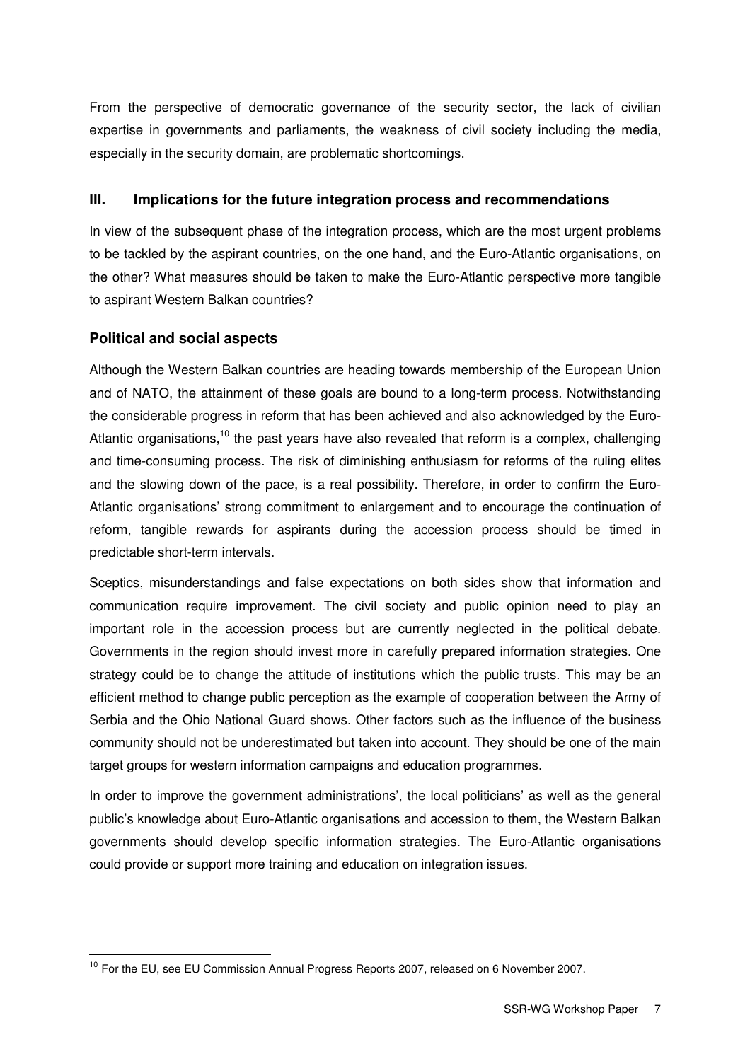From the perspective of democratic governance of the security sector, the lack of civilian expertise in governments and parliaments, the weakness of civil society including the media, especially in the security domain, are problematic shortcomings.

## III. Implications for the future integration process and recommendations

In view of the subsequent phase of the integration process, which are the most urgent problems to be tackled by the aspirant countries, on the one hand, and the Euro-Atlantic organisations, on the other? What measures should be taken to make the Euro-Atlantic perspective more tangible to aspirant Western Balkan countries?

### Political and social aspects

Although the Western Balkan countries are heading towards membership of the European Union and of NATO, the attainment of these goals are bound to a long-term process. Notwithstanding the considerable progress in reform that has been achieved and also acknowledged by the Euro-Atlantic organisations,[10] the past years have also revealed that reform is a complex, challenging and time-consuming process. The risk of diminishing enthusiasm for reforms of the ruling elites and the slowing down of the pace, is a real possibility. Therefore, in order to confirm the Euro-Atlantic organisations' strong commitment to enlargement and to encourage the continuation of reform, tangible rewards for aspirants during the accession process should be timed in predictable short-term intervals.

Sceptics, misunderstandings and false expectations on both sides show that information and communication require improvement. The civil society and public opinion need to play an important role in the accession process but are currently neglected in the political debate. Governments in the region should invest more in carefully prepared information strategies. One strategy could be to change the attitude of institutions which the public trusts. This may be an efficient method to change public perception as the example of cooperation between the Army of Serbia and the Ohio National Guard shows. Other factors such as the influence of the business community should not be underestimated but taken into account. They should be one of the main target groups for western information campaigns and education programmes.

In order to improve the government administrations', the local politicians' as well as the general public's knowledge about Euro-Atlantic organisations and accession to them, the Western Balkan governments should develop specific information strategies. The Euro-Atlantic organisations could provide or support more training and education on integration issues.

---

[10] For the EU, see EU Commission Annual Progress Reports 2007, released on 6 November 2007.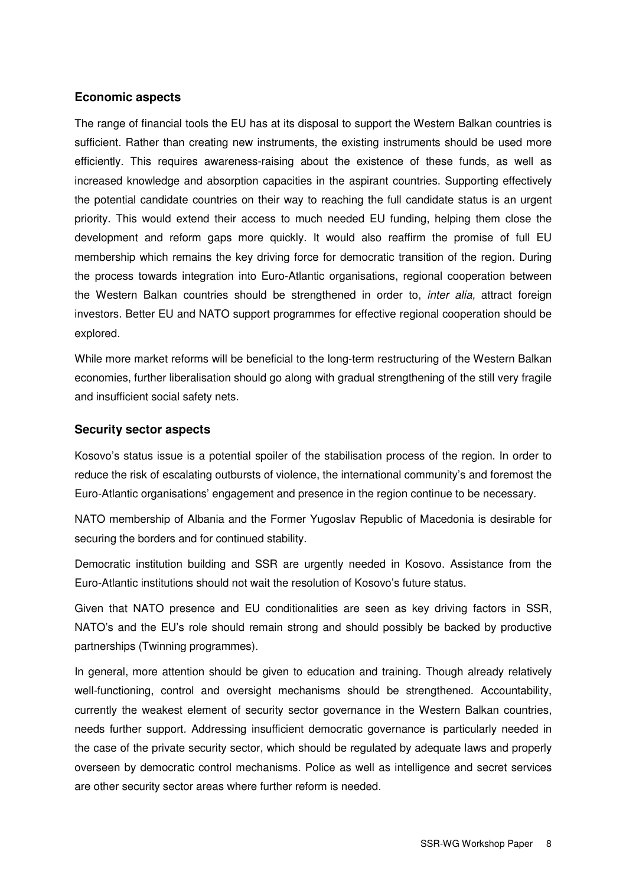## Economic aspects

The range of financial tools the EU has at its disposal to support the Western Balkan countries is sufficient. Rather than creating new instruments, the existing instruments should be used more efficiently. This requires awareness-raising about the existence of these funds, as well as increased knowledge and absorption capacities in the aspirant countries. Supporting effectively the potential candidate countries on their way to reaching the full candidate status is an urgent priority. This would extend their access to much needed EU funding, helping them close the development and reform gaps more quickly. It would also reaffirm the promise of full EU membership which remains the key driving force for democratic transition of the region. During the process towards integration into Euro-Atlantic organisations, regional cooperation between the Western Balkan countries should be strengthened in order to, *inter alia,* attract foreign investors. Better EU and NATO support programmes for effective regional cooperation should be explored.

While more market reforms will be beneficial to the long-term restructuring of the Western Balkan economies, further liberalisation should go along with gradual strengthening of the still very fragile and insufficient social safety nets.

## Security sector aspects

Kosovo's status issue is a potential spoiler of the stabilisation process of the region. In order to reduce the risk of escalating outbursts of violence, the international community's and foremost the Euro-Atlantic organisations' engagement and presence in the region continue to be necessary.

NATO membership of Albania and the Former Yugoslav Republic of Macedonia is desirable for securing the borders and for continued stability.

Democratic institution building and SSR are urgently needed in Kosovo. Assistance from the Euro-Atlantic institutions should not wait the resolution of Kosovo's future status.

Given that NATO presence and EU conditionalities are seen as key driving factors in SSR, NATO's and the EU's role should remain strong and should possibly be backed by productive partnerships (Twinning programmes).

In general, more attention should be given to education and training. Though already relatively well-functioning, control and oversight mechanisms should be strengthened. Accountability, currently the weakest element of security sector governance in the Western Balkan countries, needs further support. Addressing insufficient democratic governance is particularly needed in the case of the private security sector, which should be regulated by adequate laws and properly overseen by democratic control mechanisms. Police as well as intelligence and secret services are other security sector areas where further reform is needed.